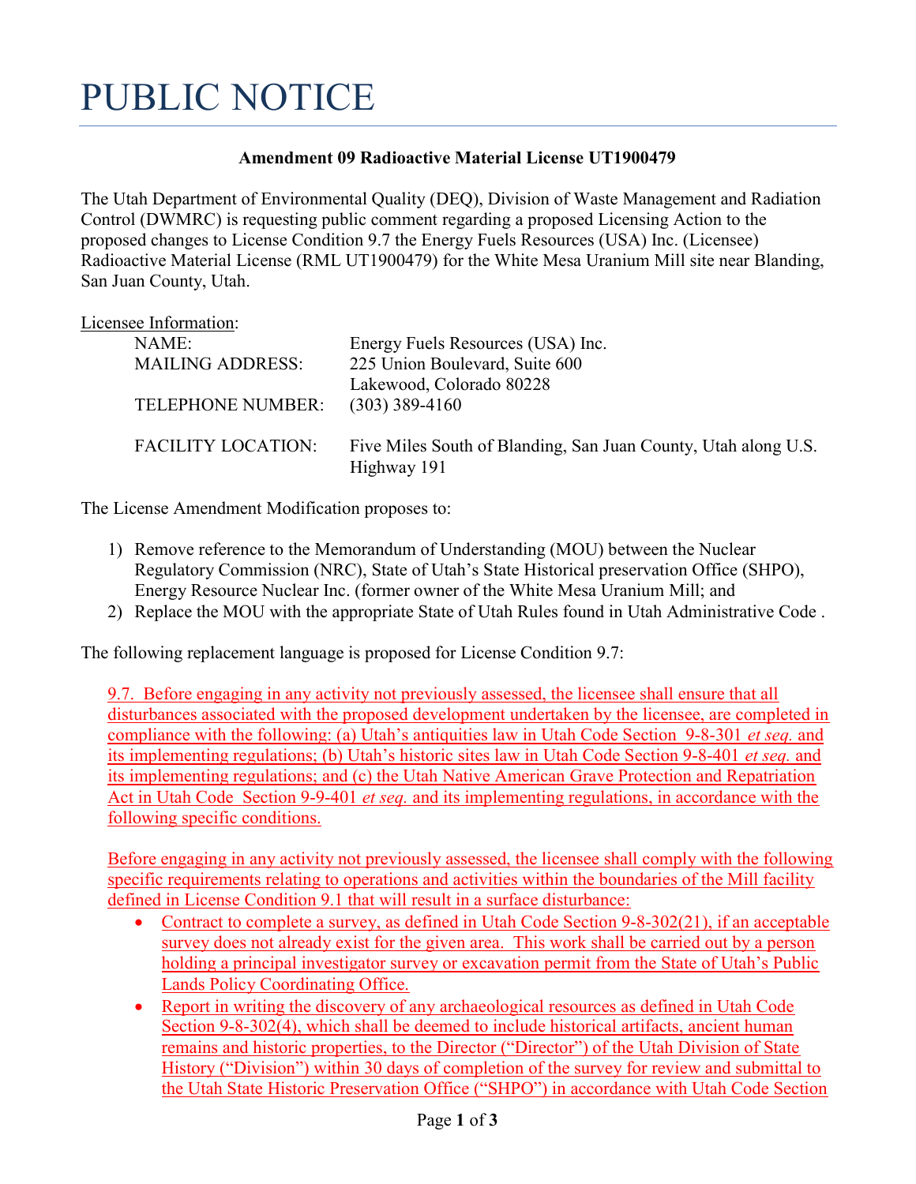# PUBLIC NOTICE

**Amendment 09 Radioactive Material License UT1900479**

The Utah Department of Environmental Quality (DEQ), Division of Waste Management and Radiation Control (DWMRC) is requesting public comment regarding a proposed Licensing Action to the proposed changes to License Condition 9.7 the Energy Fuels Resources (USA) Inc. (Licensee) Radioactive Material License (RML UT1900479) for the White Mesa Uranium Mill site near Blanding, San Juan County, Utah.

Licensee Information:

| | |
|---|---|
| NAME: | Energy Fuels Resources (USA) Inc. |
| MAILING ADDRESS: | 225 Union Boulevard, Suite 600<br>Lakewood, Colorado 80228 |
| TELEPHONE NUMBER: | (303) 389-4160 |
| FACILITY LOCATION: | Five Miles South of Blanding, San Juan County, Utah along U.S. Highway 191 |

The License Amendment Modification proposes to:

1) Remove reference to the Memorandum of Understanding (MOU) between the Nuclear Regulatory Commission (NRC), State of Utah's State Historical preservation Office (SHPO), Energy Resource Nuclear Inc. (former owner of the White Mesa Uranium Mill; and
2) Replace the MOU with the appropriate State of Utah Rules found in Utah Administrative Code .

The following replacement language is proposed for License Condition 9.7:

9.7. Before engaging in any activity not previously assessed, the licensee shall ensure that all disturbances associated with the proposed development undertaken by the licensee, are completed in compliance with the following: (a) Utah's antiquities law in Utah Code Section 9-8-301 *et seq.* and its implementing regulations; (b) Utah's historic sites law in Utah Code Section 9-8-401 *et seq.* and its implementing regulations; and (c) the Utah Native American Grave Protection and Repatriation Act in Utah Code Section 9-9-401 *et seq.* and its implementing regulations, in accordance with the following specific conditions.

Before engaging in any activity not previously assessed, the licensee shall comply with the following specific requirements relating to operations and activities within the boundaries of the Mill facility defined in License Condition 9.1 that will result in a surface disturbance:

- Contract to complete a survey, as defined in Utah Code Section 9-8-302(21), if an acceptable survey does not already exist for the given area. This work shall be carried out by a person holding a principal investigator survey or excavation permit from the State of Utah's Public Lands Policy Coordinating Office.
- Report in writing the discovery of any archaeological resources as defined in Utah Code Section 9-8-302(4), which shall be deemed to include historical artifacts, ancient human remains and historic properties, to the Director ("Director") of the Utah Division of State History ("Division") within 30 days of completion of the survey for review and submittal to the Utah State Historic Preservation Office ("SHPO") in accordance with Utah Code Section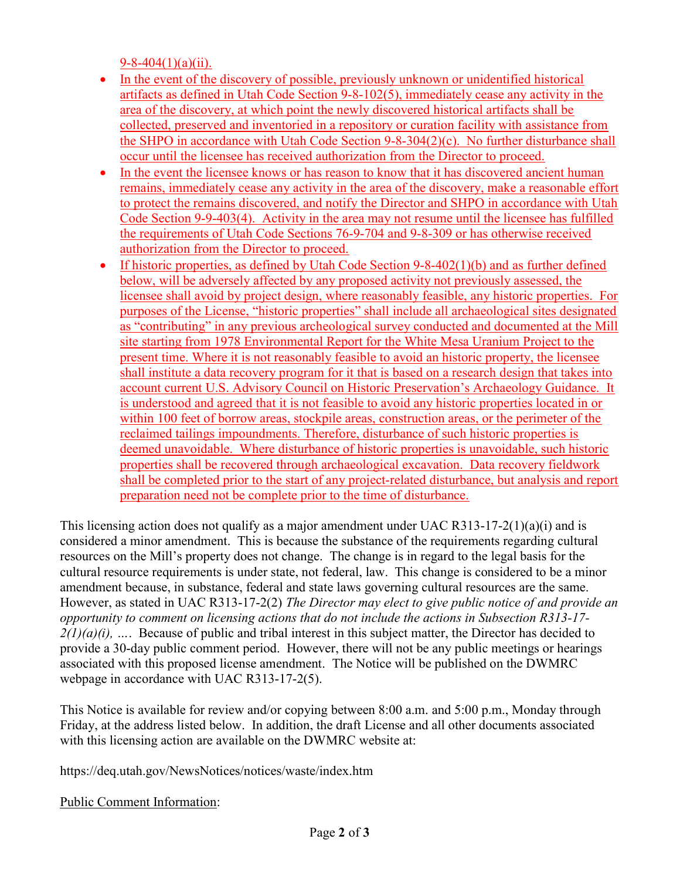9-8-404(1)(a)(ii).

- In the event of the discovery of possible, previously unknown or unidentified historical artifacts as defined in Utah Code Section 9-8-102(5), immediately cease any activity in the area of the discovery, at which point the newly discovered historical artifacts shall be collected, preserved and inventoried in a repository or curation facility with assistance from the SHPO in accordance with Utah Code Section 9-8-304(2)(c). No further disturbance shall occur until the licensee has received authorization from the Director to proceed.
- In the event the licensee knows or has reason to know that it has discovered ancient human remains, immediately cease any activity in the area of the discovery, make a reasonable effort to protect the remains discovered, and notify the Director and SHPO in accordance with Utah Code Section 9-9-403(4). Activity in the area may not resume until the licensee has fulfilled the requirements of Utah Code Sections 76-9-704 and 9-8-309 or has otherwise received authorization from the Director to proceed.
- If historic properties, as defined by Utah Code Section 9-8-402(1)(b) and as further defined below, will be adversely affected by any proposed activity not previously assessed, the licensee shall avoid by project design, where reasonably feasible, any historic properties. For purposes of the License, "historic properties" shall include all archaeological sites designated as "contributing" in any previous archeological survey conducted and documented at the Mill site starting from 1978 Environmental Report for the White Mesa Uranium Project to the present time. Where it is not reasonably feasible to avoid an historic property, the licensee shall institute a data recovery program for it that is based on a research design that takes into account current U.S. Advisory Council on Historic Preservation's Archaeology Guidance. It is understood and agreed that it is not feasible to avoid any historic properties located in or within 100 feet of borrow areas, stockpile areas, construction areas, or the perimeter of the reclaimed tailings impoundments. Therefore, disturbance of such historic properties is deemed unavoidable. Where disturbance of historic properties is unavoidable, such historic properties shall be recovered through archaeological excavation. Data recovery fieldwork shall be completed prior to the start of any project-related disturbance, but analysis and report preparation need not be complete prior to the time of disturbance.

This licensing action does not qualify as a major amendment under UAC R313-17-2(1)(a)(i) and is considered a minor amendment. This is because the substance of the requirements regarding cultural resources on the Mill's property does not change. The change is in regard to the legal basis for the cultural resource requirements is under state, not federal, law. This change is considered to be a minor amendment because, in substance, federal and state laws governing cultural resources are the same. However, as stated in UAC R313-17-2(2) *The Director may elect to give public notice of and provide an opportunity to comment on licensing actions that do not include the actions in Subsection R313-17-2(1)(a)(i), ….* Because of public and tribal interest in this subject matter, the Director has decided to provide a 30-day public comment period. However, there will not be any public meetings or hearings associated with this proposed license amendment. The Notice will be published on the DWMRC webpage in accordance with UAC R313-17-2(5).

This Notice is available for review and/or copying between 8:00 a.m. and 5:00 p.m., Monday through Friday, at the address listed below. In addition, the draft License and all other documents associated with this licensing action are available on the DWMRC website at:

https://deq.utah.gov/NewsNotices/notices/waste/index.htm

Public Comment Information: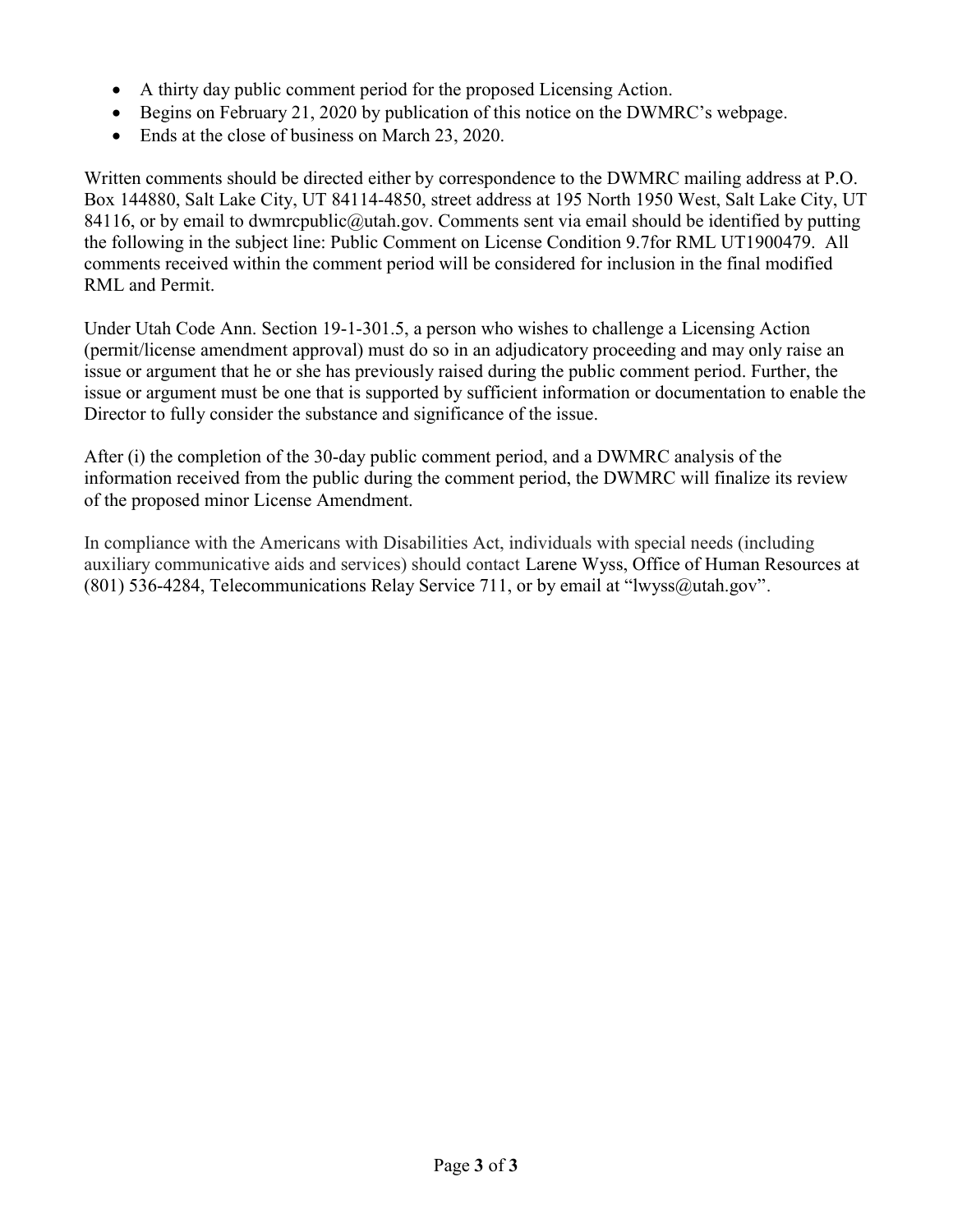- A thirty day public comment period for the proposed Licensing Action.
- Begins on February 21, 2020 by publication of this notice on the DWMRC's webpage.
- Ends at the close of business on March 23, 2020.

Written comments should be directed either by correspondence to the DWMRC mailing address at P.O. Box 144880, Salt Lake City, UT 84114-4850, street address at 195 North 1950 West, Salt Lake City, UT 84116, or by email to dwmrcpublic@utah.gov. Comments sent via email should be identified by putting the following in the subject line: Public Comment on License Condition 9.7for RML UT1900479. All comments received within the comment period will be considered for inclusion in the final modified RML and Permit.

Under Utah Code Ann. Section 19-1-301.5, a person who wishes to challenge a Licensing Action (permit/license amendment approval) must do so in an adjudicatory proceeding and may only raise an issue or argument that he or she has previously raised during the public comment period. Further, the issue or argument must be one that is supported by sufficient information or documentation to enable the Director to fully consider the substance and significance of the issue.

After (i) the completion of the 30-day public comment period, and a DWMRC analysis of the information received from the public during the comment period, the DWMRC will finalize its review of the proposed minor License Amendment.

In compliance with the Americans with Disabilities Act, individuals with special needs (including auxiliary communicative aids and services) should contact Larene Wyss, Office of Human Resources at (801) 536-4284, Telecommunications Relay Service 711, or by email at "lwyss@utah.gov".